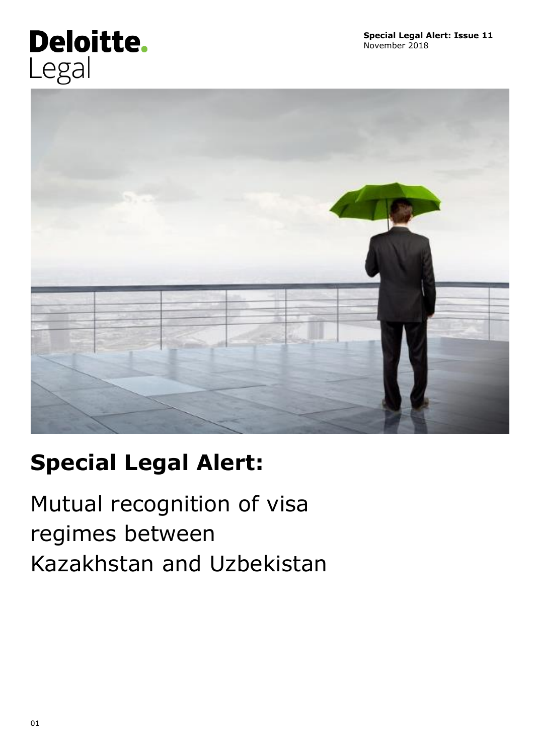Deloitte.
Legal

**Special Legal Alert: Issue 11**
November 2018

# Special Legal Alert:

## Mutual recognition of visa regimes between Kazakhstan and Uzbekistan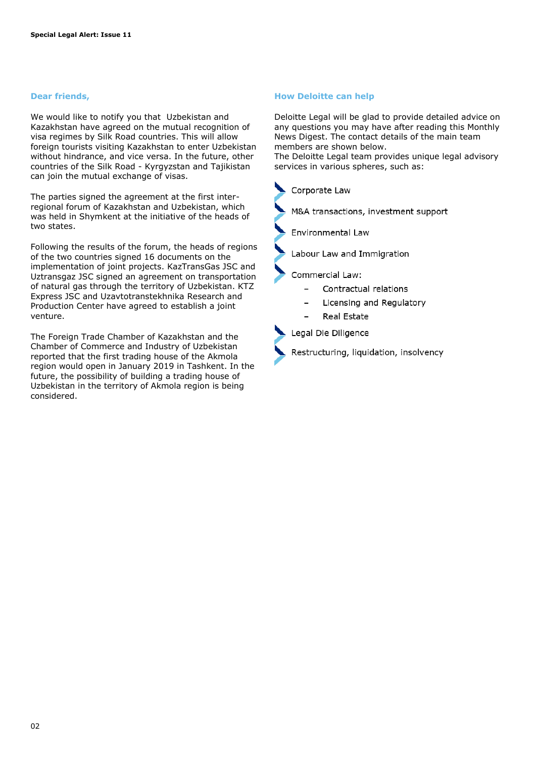## Dear friends,

We would like to notify you that Uzbekistan and Kazakhstan have agreed on the mutual recognition of visa regimes by Silk Road countries. This will allow foreign tourists visiting Kazakhstan to enter Uzbekistan without hindrance, and vice versa. In the future, other countries of the Silk Road - Kyrgyzstan and Tajikistan can join the mutual exchange of visas.

The parties signed the agreement at the first inter-regional forum of Kazakhstan and Uzbekistan, which was held in Shymkent at the initiative of the heads of two states.

Following the results of the forum, the heads of regions of the two countries signed 16 documents on the implementation of joint projects. KazTransGas JSC and Uztransgaz JSC signed an agreement on transportation of natural gas through the territory of Uzbekistan. KTZ Express JSC and Uzavtotranstekhnika Research and Production Center have agreed to establish a joint venture.

The Foreign Trade Chamber of Kazakhstan and the Chamber of Commerce and Industry of Uzbekistan reported that the first trading house of the Akmola region would open in January 2019 in Tashkent. In the future, the possibility of building a trading house of Uzbekistan in the territory of Akmola region is being considered.

## How Deloitte can help

Deloitte Legal will be glad to provide detailed advice on any questions you may have after reading this Monthly News Digest. The contact details of the main team members are shown below.
The Deloitte Legal team provides unique legal advisory services in various spheres, such as:

- Corporate Law
- M&A transactions, investment support
- Environmental Law
- Labour Law and Immigration
- Commercial Law:
  - Contractual relations
  - Licensing and Regulatory
  - Real Estate
- Legal Die Diligence
- Restructuring, liquidation, insolvency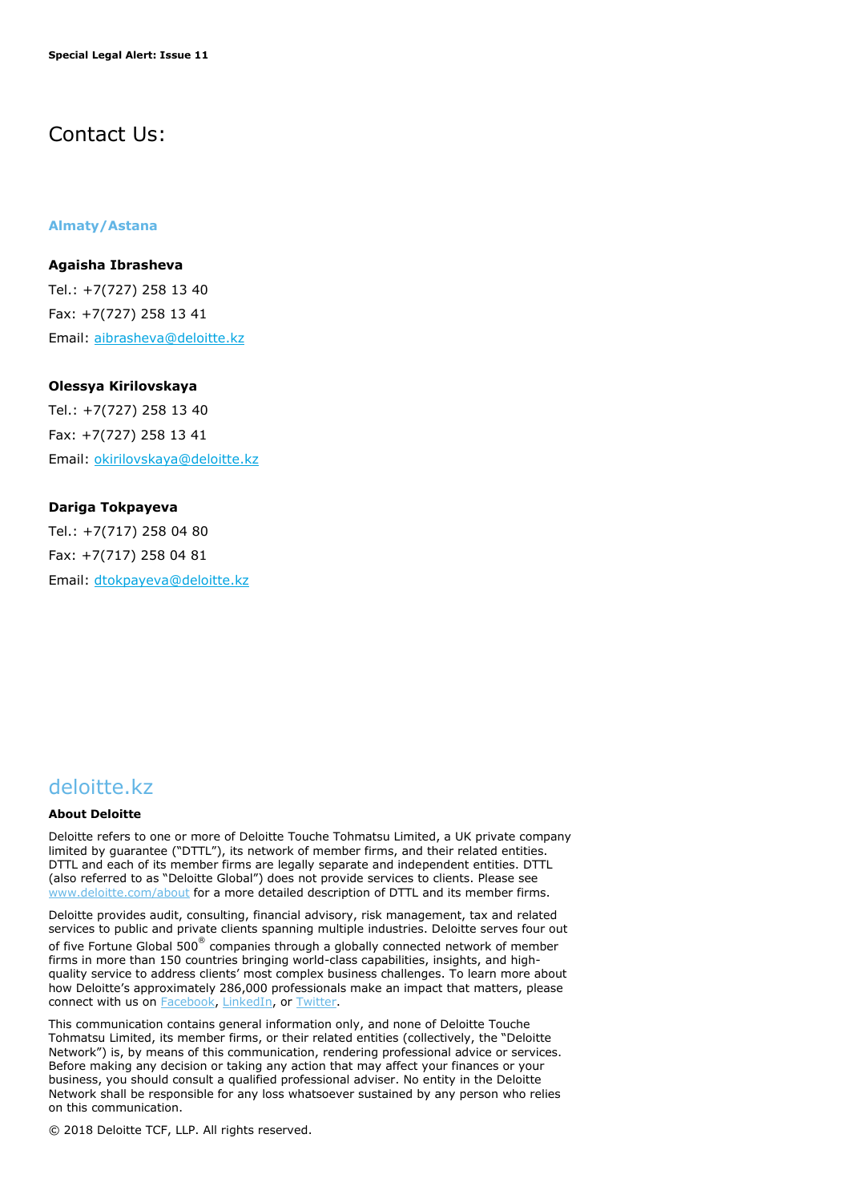# Contact Us:

### Almaty/Astana

**Agaisha Ibrasheva**

Tel.: +7(727) 258 13 40

Fax: +7(727) 258 13 41

Email: aibrasheva@deloitte.kz

**Olessya Kirilovskaya**

Tel.: +7(727) 258 13 40

Fax: +7(727) 258 13 41

Email: okirilovskaya@deloitte.kz

**Dariga Tokpayeva**

Tel.: +7(717) 258 04 80

Fax: +7(717) 258 04 81

Email: dtokpayeva@deloitte.kz

## deloitte.kz

**About Deloitte**

Deloitte refers to one or more of Deloitte Touche Tohmatsu Limited, a UK private company limited by guarantee ("DTTL"), its network of member firms, and their related entities. DTTL and each of its member firms are legally separate and independent entities. DTTL (also referred to as "Deloitte Global") does not provide services to clients. Please see www.deloitte.com/about for a more detailed description of DTTL and its member firms.

Deloitte provides audit, consulting, financial advisory, risk management, tax and related services to public and private clients spanning multiple industries. Deloitte serves four out of five Fortune Global 500® companies through a globally connected network of member firms in more than 150 countries bringing world-class capabilities, insights, and high-quality service to address clients' most complex business challenges. To learn more about how Deloitte's approximately 286,000 professionals make an impact that matters, please connect with us on Facebook, LinkedIn, or Twitter.

This communication contains general information only, and none of Deloitte Touche Tohmatsu Limited, its member firms, or their related entities (collectively, the "Deloitte Network") is, by means of this communication, rendering professional advice or services. Before making any decision or taking any action that may affect your finances or your business, you should consult a qualified professional adviser. No entity in the Deloitte Network shall be responsible for any loss whatsoever sustained by any person who relies on this communication.

© 2018 Deloitte TCF, LLP. All rights reserved.